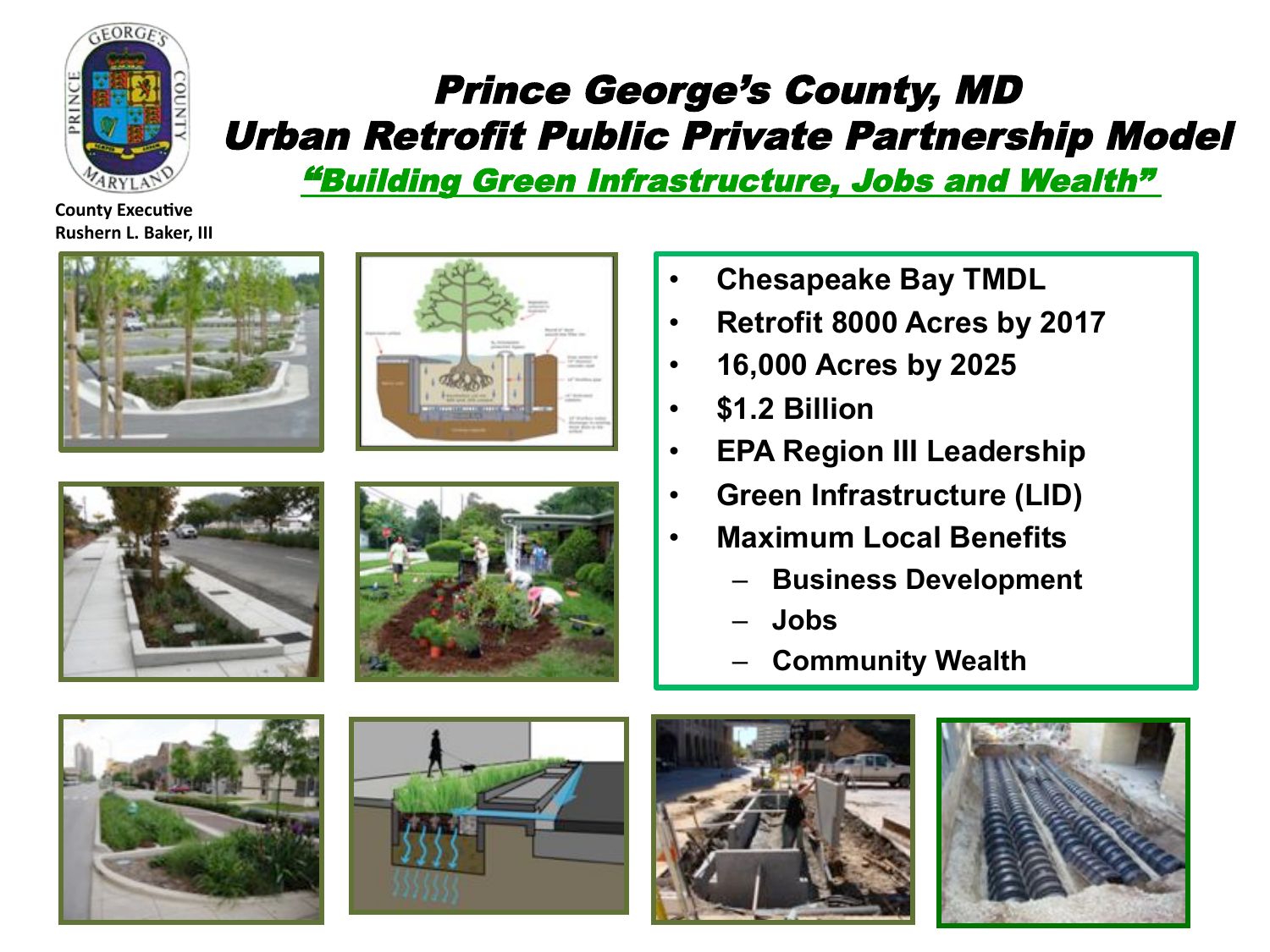# Prince George's County, MD
# Urban Retrofit Public Private Partnership Model

## "Building Green Infrastructure, Jobs and Wealth"

**County Executive**
**Rushern L. Baker, III**

- **Chesapeake Bay TMDL**
- **Retrofit 8000 Acres by 2017**
- **16,000 Acres by 2025**
- **$1.2 Billion**
- **EPA Region III Leadership**
- **Green Infrastructure (LID)**
- **Maximum Local Benefits**
  - **Business Development**
  - **Jobs**
  - **Community Wealth**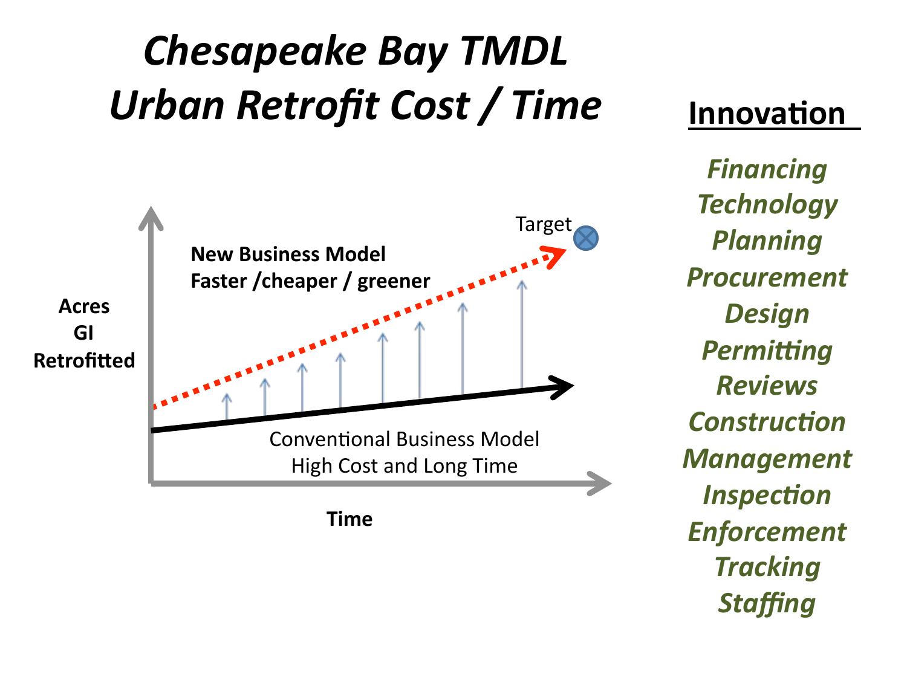# *Chesapeake Bay TMDL Urban Retrofit Cost / Time*

**Acres GI Retrofitted**

Target

**New Business Model Faster /cheaper / greener**

Conventional Business Model High Cost and Long Time

**Time**

## Innovation

*Financing*
*Technology*
*Planning*
*Procurement*
*Design*
*Permitting*
*Reviews*
*Construction*
*Management*
*Inspection*
*Enforcement*
*Tracking*
*Staffing*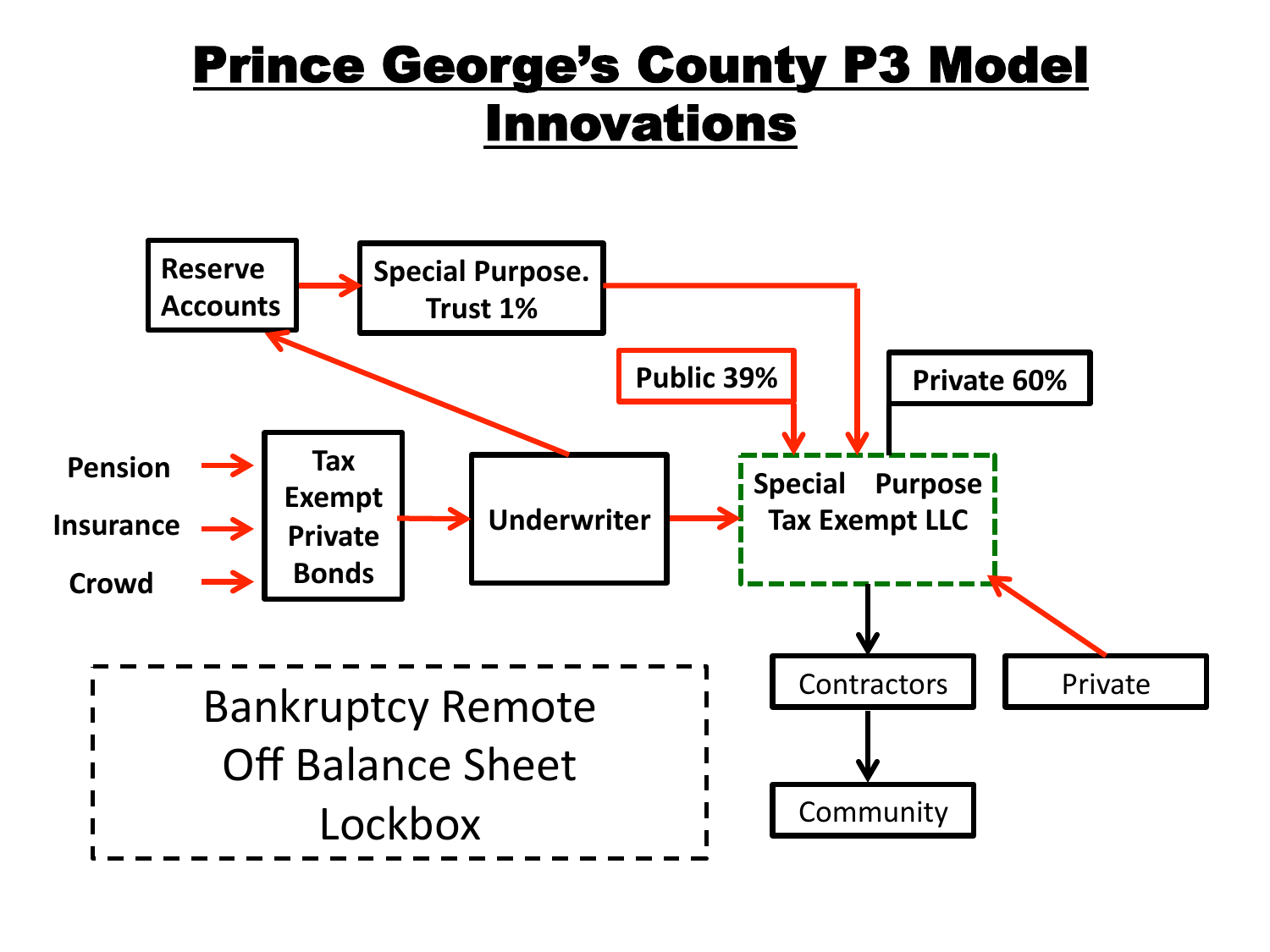# Prince George's County P3 Model Innovations

Reserve Accounts → Special Purpose. Trust 1%

Public 39%

Private 60%

Pension → Tax Exempt Private Bonds

Insurance → Tax Exempt Private Bonds

Crowd → Tax Exempt Private Bonds

Tax Exempt Private Bonds → Underwriter

Underwriter → Reserve Accounts

Underwriter → Special Purpose Tax Exempt LLC

Special Purpose. Trust 1% → Special Purpose Tax Exempt LLC

Public 39% → Special Purpose Tax Exempt LLC

Private 60% — Special Purpose Tax Exempt LLC

Private → Special Purpose Tax Exempt LLC

Special Purpose Tax Exempt LLC → Contractors → Community

Bankruptcy Remote
Off Balance Sheet
Lockbox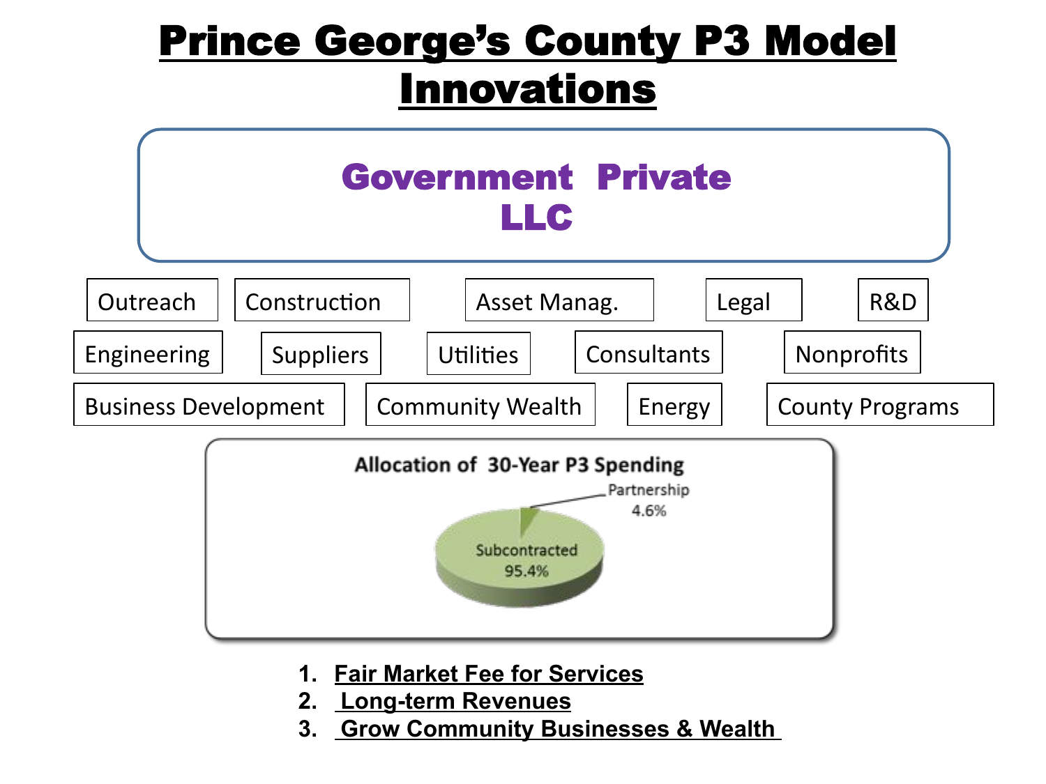# Prince George's County P3 Model Innovations

**Government Private LLC**

Outreach | Construction | Asset Manag. | Legal | R&D

Engineering | Suppliers | Utilities | Consultants | Nonprofits

Business Development | Community Wealth | Energy | County Programs

**Allocation of 30-Year P3 Spending**

- Partnership 4.6%
- Subcontracted 95.4%

1. **Fair Market Fee for Services**
2. **Long-term Revenues**
3. **Grow Community Businesses & Wealth**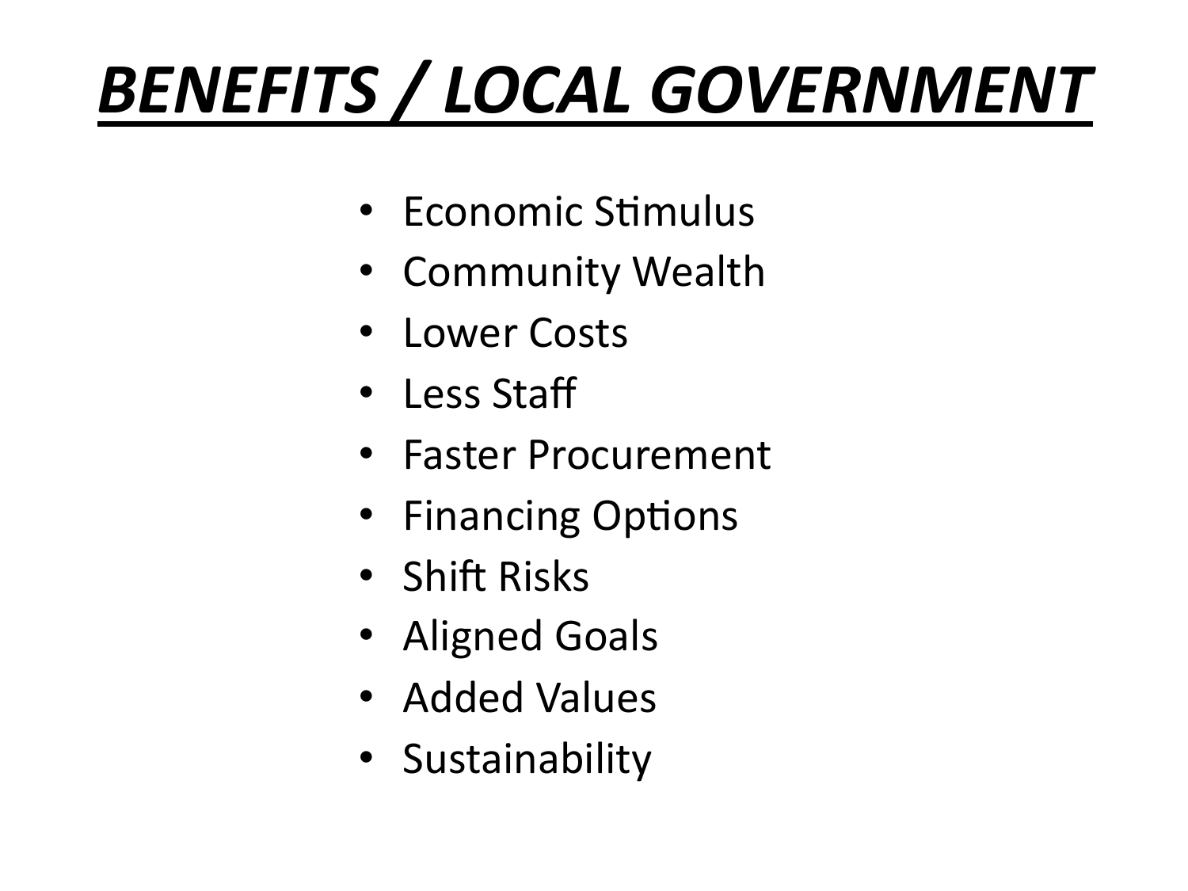# ***BENEFITS / LOCAL GOVERNMENT***

- Economic Stimulus
- Community Wealth
- Lower Costs
- Less Staff
- Faster Procurement
- Financing Options
- Shift Risks
- Aligned Goals
- Added Values
- Sustainability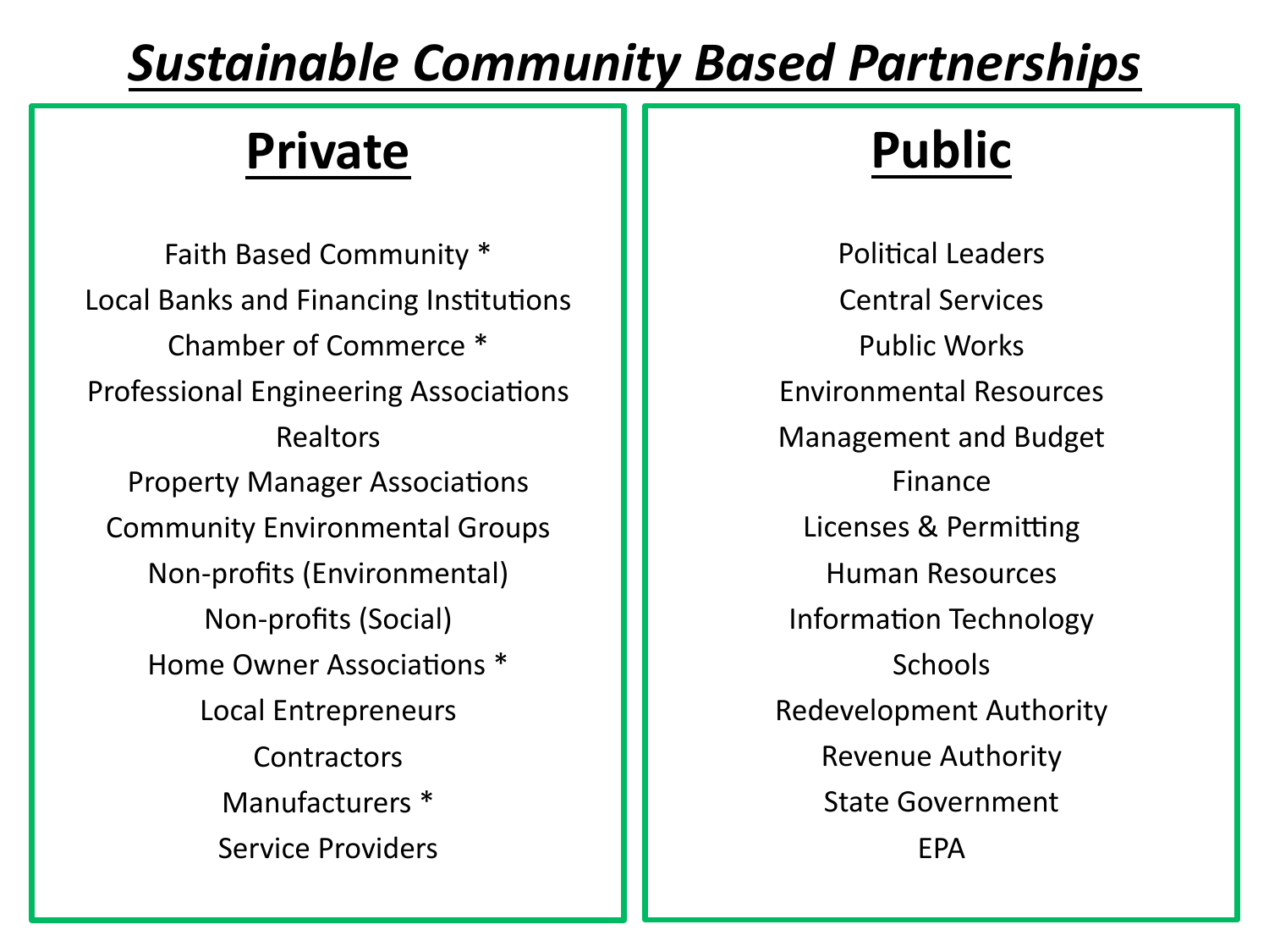# ***Sustainable Community Based Partnerships***

## Private

Faith Based Community *
Local Banks and Financing Institutions
Chamber of Commerce *
Professional Engineering Associations
Realtors
Property Manager Associations
Community Environmental Groups
Non-profits (Environmental)
Non-profits (Social)
Home Owner Associations *
Local Entrepreneurs
Contractors
Manufacturers *
Service Providers

## Public

Political Leaders
Central Services
Public Works
Environmental Resources
Management and Budget
Finance
Licenses & Permitting
Human Resources
Information Technology
Schools
Redevelopment Authority
Revenue Authority
State Government
EPA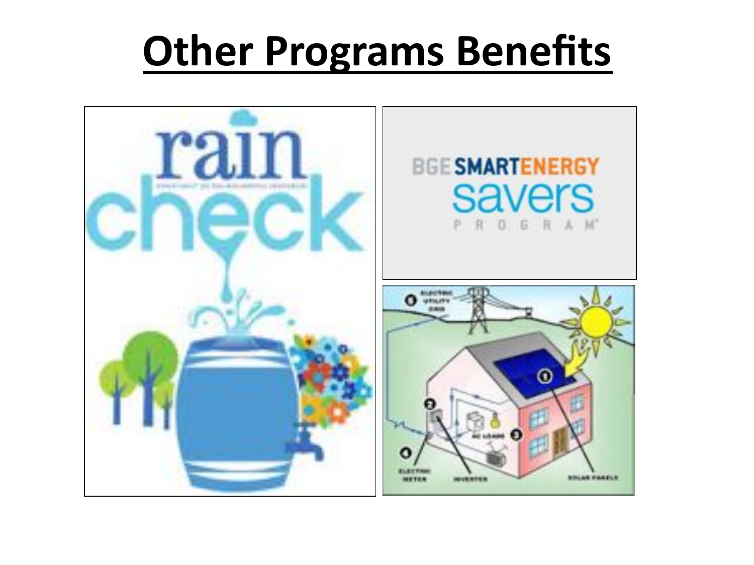# Other Programs Benefits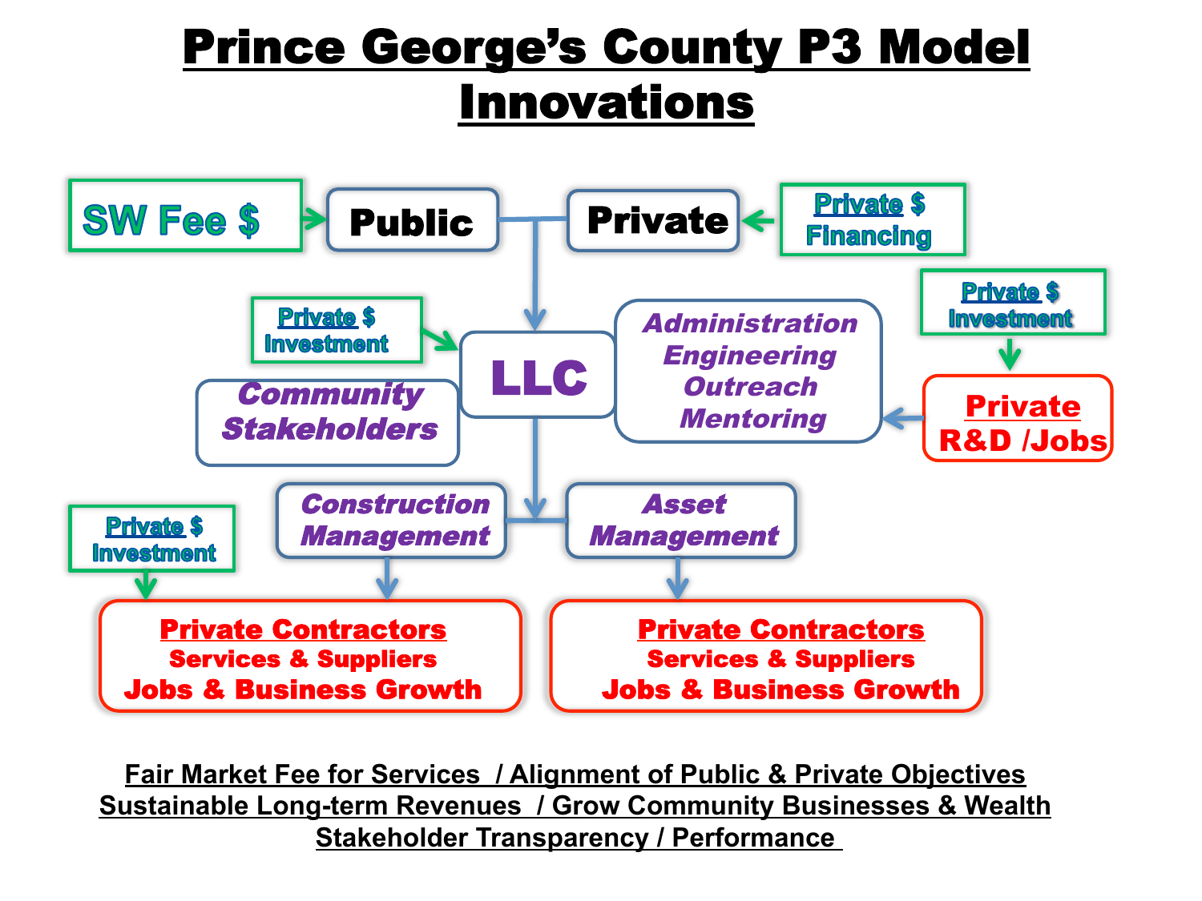# Prince George's County P3 Model Innovations

SW Fee $

Public

Private

Private $ Financing

Private $ Investment

LLC

Administration
Engineering
Outreach
Mentoring

Private $ Investment

Private R&D /Jobs

Community Stakeholders

Construction Management

Asset Management

Private $ Investment

**Private Contractors**
**Services & Suppliers**
**Jobs & Business Growth**

**Private Contractors**
**Services & Suppliers**
**Jobs & Business Growth**

Fair Market Fee for Services / Alignment of Public & Private Objectives
Sustainable Long-term Revenues / Grow Community Businesses & Wealth
Stakeholder Transparency / Performance